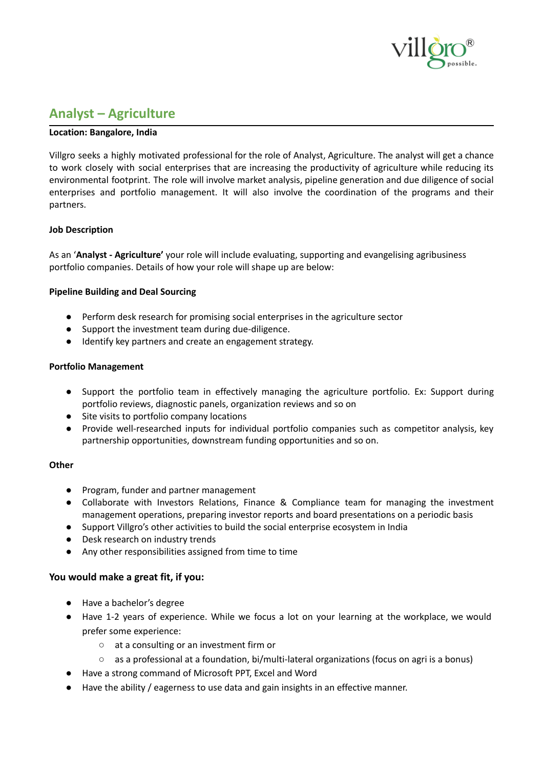## Analyst – Agriculture

**Location: Bangalore, India**

Villgro seeks a highly motivated professional for the role of Analyst, Agriculture. The analyst will get a chance to work closely with social enterprises that are increasing the productivity of agriculture while reducing its environmental footprint. The role will involve market analysis, pipeline generation and due diligence of social enterprises and portfolio management. It will also involve the coordination of the programs and their partners.

**Job Description**

As an '**Analyst - Agriculture'** your role will include evaluating, supporting and evangelising agribusiness portfolio companies. Details of how your role will shape up are below:

**Pipeline Building and Deal Sourcing**

- Perform desk research for promising social enterprises in the agriculture sector
- Support the investment team during due-diligence.
- Identify key partners and create an engagement strategy.

**Portfolio Management**

- Support the portfolio team in effectively managing the agriculture portfolio. Ex: Support during portfolio reviews, diagnostic panels, organization reviews and so on
- Site visits to portfolio company locations
- Provide well-researched inputs for individual portfolio companies such as competitor analysis, key partnership opportunities, downstream funding opportunities and so on.

**Other**

- Program, funder and partner management
- Collaborate with Investors Relations, Finance & Compliance team for managing the investment management operations, preparing investor reports and board presentations on a periodic basis
- Support Villgro's other activities to build the social enterprise ecosystem in India
- Desk research on industry trends
- Any other responsibilities assigned from time to time

### You would make a great fit, if you:

- Have a bachelor's degree
- Have 1-2 years of experience. While we focus a lot on your learning at the workplace, we would prefer some experience:
  - at a consulting or an investment firm or
  - as a professional at a foundation, bi/multi-lateral organizations (focus on agri is a bonus)
- Have a strong command of Microsoft PPT, Excel and Word
- Have the ability / eagerness to use data and gain insights in an effective manner.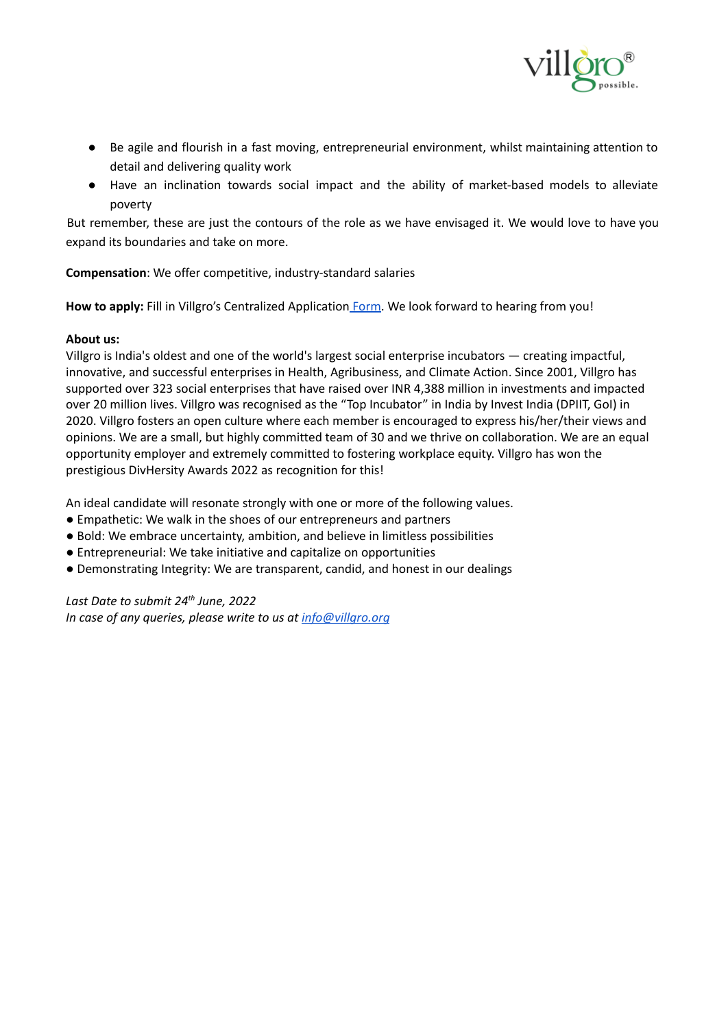- Be agile and flourish in a fast moving, entrepreneurial environment, whilst maintaining attention to detail and delivering quality work
- Have an inclination towards social impact and the ability of market-based models to alleviate poverty

But remember, these are just the contours of the role as we have envisaged it. We would love to have you expand its boundaries and take on more.

**Compensation**: We offer competitive, industry-standard salaries

**How to apply:** Fill in Villgro's Centralized Application Form. We look forward to hearing from you!

**About us:**
Villgro is India's oldest and one of the world's largest social enterprise incubators — creating impactful, innovative, and successful enterprises in Health, Agribusiness, and Climate Action. Since 2001, Villgro has supported over 323 social enterprises that have raised over INR 4,388 million in investments and impacted over 20 million lives. Villgro was recognised as the "Top Incubator" in India by Invest India (DPIIT, GoI) in 2020. Villgro fosters an open culture where each member is encouraged to express his/her/their views and opinions. We are a small, but highly committed team of 30 and we thrive on collaboration. We are an equal opportunity employer and extremely committed to fostering workplace equity. Villgro has won the prestigious DivHersity Awards 2022 as recognition for this!

An ideal candidate will resonate strongly with one or more of the following values.

- Empathetic: We walk in the shoes of our entrepreneurs and partners
- Bold: We embrace uncertainty, ambition, and believe in limitless possibilities
- Entrepreneurial: We take initiative and capitalize on opportunities
- Demonstrating Integrity: We are transparent, candid, and honest in our dealings

*Last Date to submit 24th June, 2022*
*In case of any queries, please write to us at info@villgro.org*